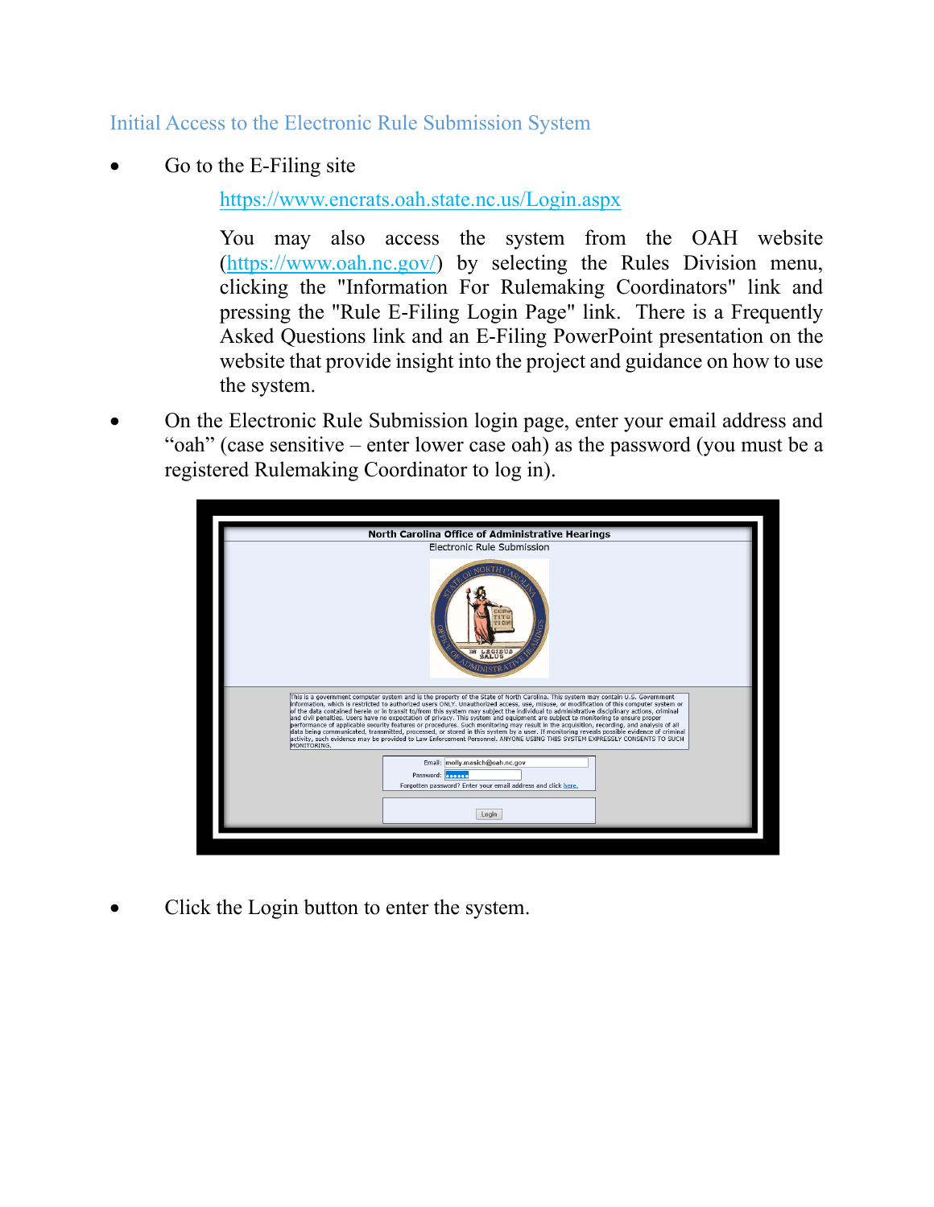## Initial Access to the Electronic Rule Submission System

- Go to the E-Filing site

  https://www.encrats.oah.state.nc.us/Login.aspx

  You may also access the system from the OAH website (https://www.oah.nc.gov/) by selecting the Rules Division menu, clicking the "Information For Rulemaking Coordinators" link and pressing the "Rule E-Filing Login Page" link. There is a Frequently Asked Questions link and an E-Filing PowerPoint presentation on the website that provide insight into the project and guidance on how to use the system.

- On the Electronic Rule Submission login page, enter your email address and "oah" (case sensitive – enter lower case oah) as the password (you must be a registered Rulemaking Coordinator to log in).

- Click the Login button to enter the system.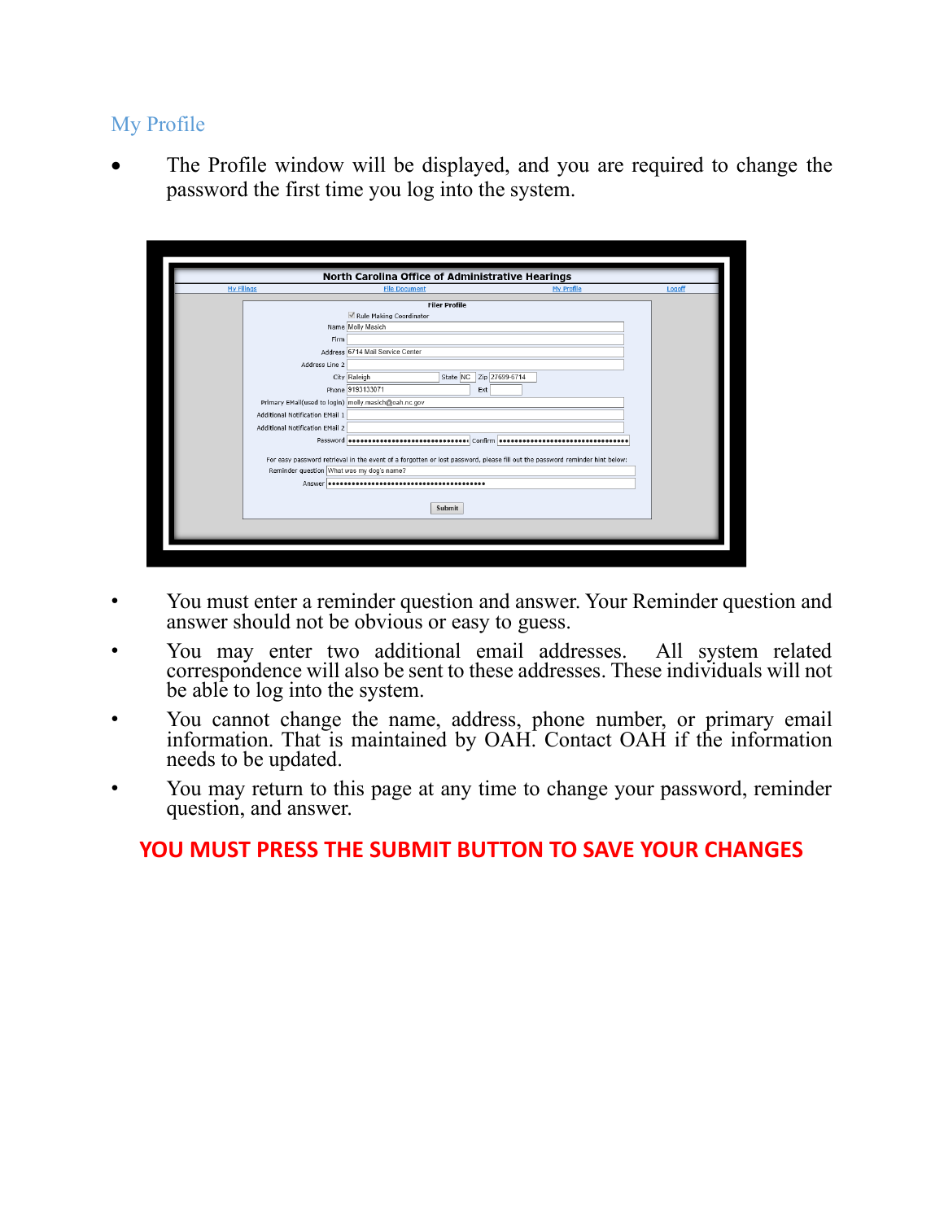## My Profile

- The Profile window will be displayed, and you are required to change the password the first time you log into the system.

- You must enter a reminder question and answer. Your Reminder question and answer should not be obvious or easy to guess.
- You may enter two additional email addresses. All system related correspondence will also be sent to these addresses. These individuals will not be able to log into the system.
- You cannot change the name, address, phone number, or primary email information. That is maintained by OAH. Contact OAH if the information needs to be updated.
- You may return to this page at any time to change your password, reminder question, and answer.

**YOU MUST PRESS THE SUBMIT BUTTON TO SAVE YOUR CHANGES**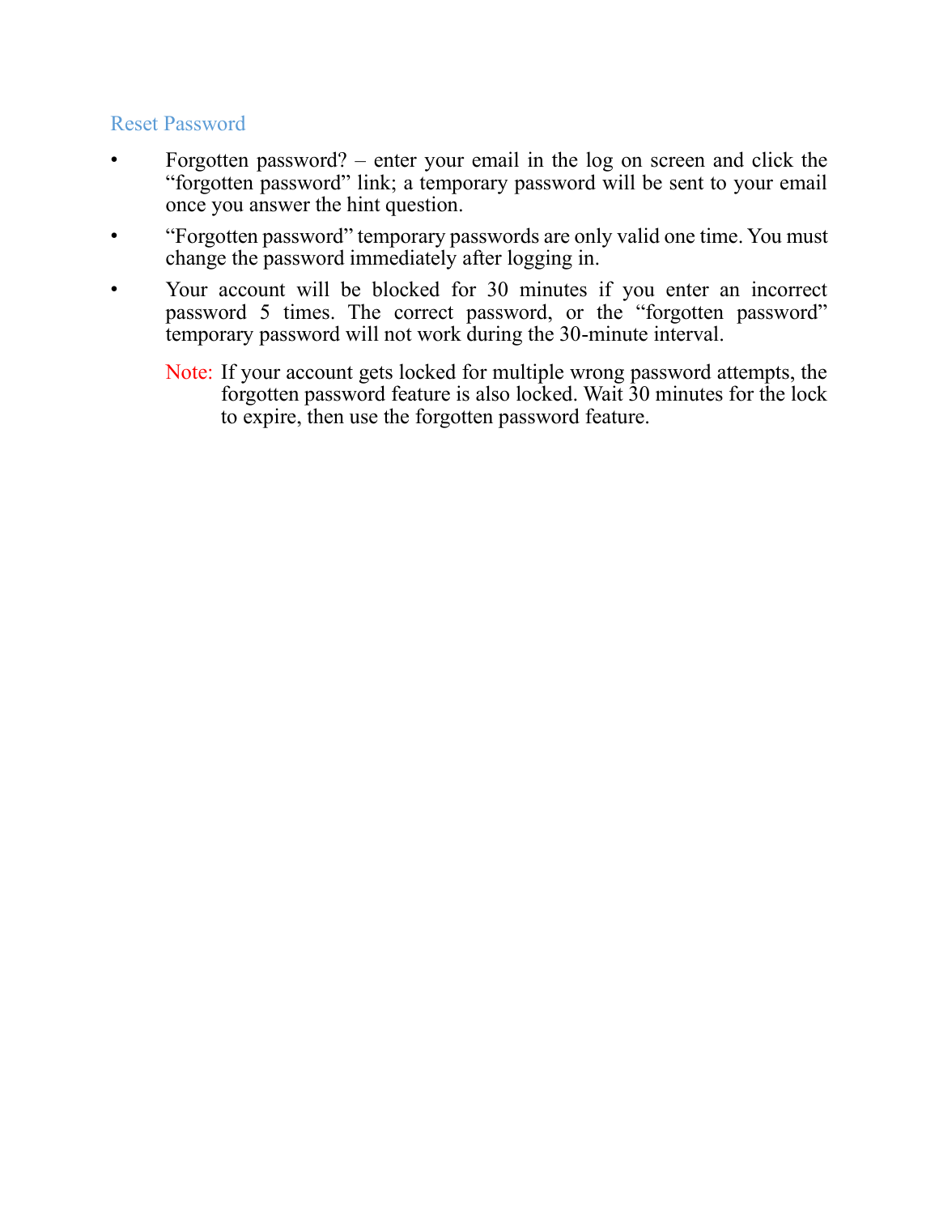## Reset Password

- Forgotten password? – enter your email in the log on screen and click the "forgotten password" link; a temporary password will be sent to your email once you answer the hint question.
- "Forgotten password" temporary passwords are only valid one time. You must change the password immediately after logging in.
- Your account will be blocked for 30 minutes if you enter an incorrect password 5 times. The correct password, or the "forgotten password" temporary password will not work during the 30-minute interval.

  Note: If your account gets locked for multiple wrong password attempts, the forgotten password feature is also locked. Wait 30 minutes for the lock to expire, then use the forgotten password feature.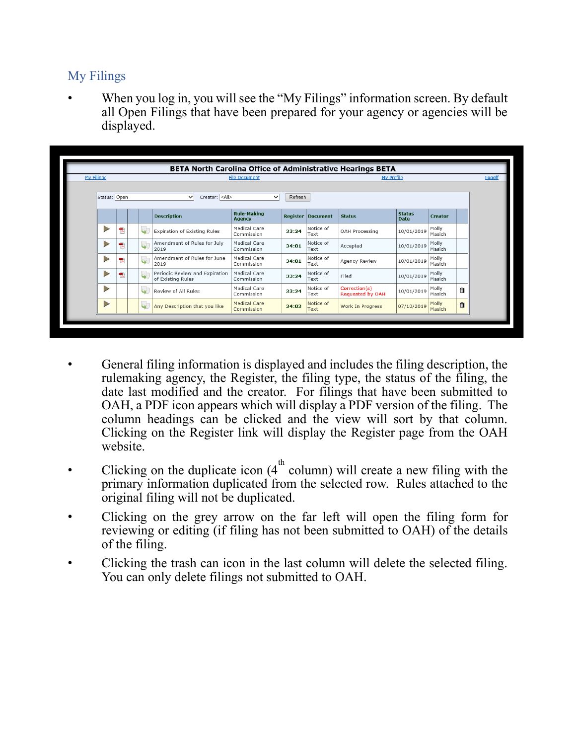## My Filings

- When you log in, you will see the "My Filings" information screen. By default all Open Filings that have been prepared for your agency or agencies will be displayed.

BETA North Carolina Office of Administrative Hearings BETA

My Filings | File Document | My Profile | Logoff

Status: Open Creator: <All> Refresh

| | | | | Description | Rule-Making Agency | Register | Document | Status | Status Date | Creator | |
|---|---|---|---|---|---|---|---|---|---|---|---|
| ▶ | PDF | | | Expiration of Existing Rules | Medical Care Commission | 33:24 | Notice of Text | OAH Processing | 10/01/2019 | Molly Masich | |
| ▶ | PDF | | | Amendment of Rules for July 2019 | Medical Care Commission | 34:01 | Notice of Text | Accepted | 10/01/2019 | Molly Masich | |
| ▶ | PDF | | | Amendment of Rules for June 2019 | Medical Care Commission | 34:01 | Notice of Text | Agency Review | 10/01/2019 | Molly Masich | |
| ▶ | PDF | | | Periodic Review and Expiration of Existing Rules | Medical Care Commission | 33:24 | Notice of Text | Filed | 10/01/2019 | Molly Masich | |
| ▶ | | | | Review of All Rules | Medical Care Commission | 33:24 | Notice of Text | Correction(s) Requested by OAH | 10/01/2019 | Molly Masich | 🗑 |
| ▶ | | | | Any Description that you like | Medical Care Commission | 34:03 | Notice of Text | Work In Progress | 07/10/2019 | Molly Masich | 🗑 |

- General filing information is displayed and includes the filing description, the rulemaking agency, the Register, the filing type, the status of the filing, the date last modified and the creator. For filings that have been submitted to OAH, a PDF icon appears which will display a PDF version of the filing. The column headings can be clicked and the view will sort by that column. Clicking on the Register link will display the Register page from the OAH website.
- Clicking on the duplicate icon (4th column) will create a new filing with the primary information duplicated from the selected row. Rules attached to the original filing will not be duplicated.
- Clicking on the grey arrow on the far left will open the filing form for reviewing or editing (if filing has not been submitted to OAH) of the details of the filing.
- Clicking the trash can icon in the last column will delete the selected filing. You can only delete filings not submitted to OAH.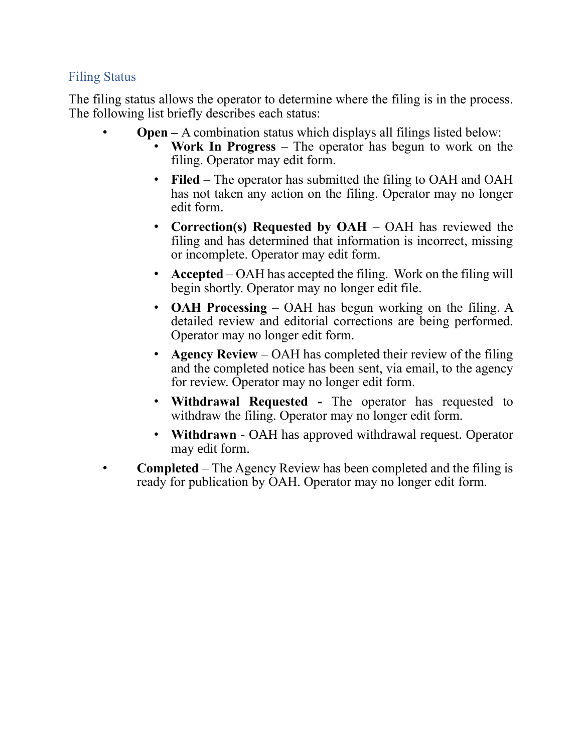## Filing Status

The filing status allows the operator to determine where the filing is in the process. The following list briefly describes each status:

- **Open –** A combination status which displays all filings listed below:
  - **Work In Progress** – The operator has begun to work on the filing. Operator may edit form.
  - **Filed** – The operator has submitted the filing to OAH and OAH has not taken any action on the filing. Operator may no longer edit form.
  - **Correction(s) Requested by OAH** – OAH has reviewed the filing and has determined that information is incorrect, missing or incomplete. Operator may edit form.
  - **Accepted** – OAH has accepted the filing.  Work on the filing will begin shortly. Operator may no longer edit file.
  - **OAH Processing** – OAH has begun working on the filing. A detailed review and editorial corrections are being performed. Operator may no longer edit form.
  - **Agency Review** – OAH has completed their review of the filing and the completed notice has been sent, via email, to the agency for review. Operator may no longer edit form.
  - **Withdrawal Requested -** The operator has requested to withdraw the filing. Operator may no longer edit form.
  - **Withdrawn** - OAH has approved withdrawal request. Operator may edit form.
- **Completed** – The Agency Review has been completed and the filing is ready for publication by OAH. Operator may no longer edit form.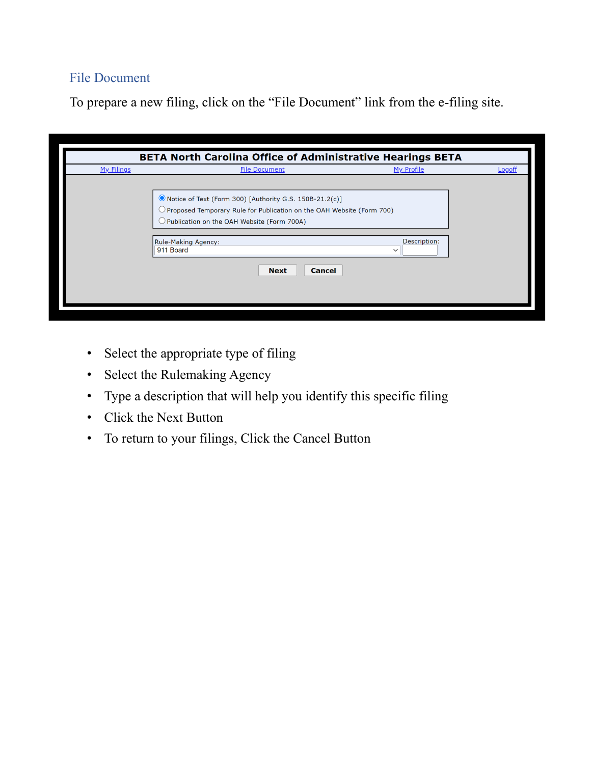## File Document

To prepare a new filing, click on the "File Document" link from the e-filing site.

BETA North Carolina Office of Administrative Hearings BETA

My Filings | File Document | My Profile | Logoff

- Notice of Text (Form 300) [Authority G.S. 150B-21.2(c)]
- Proposed Temporary Rule for Publication on the OAH Website (Form 700)
- Publication on the OAH Website (Form 700A)

Rule-Making Agency: 911 Board

Description:

Next | Cancel

- Select the appropriate type of filing
- Select the Rulemaking Agency
- Type a description that will help you identify this specific filing
- Click the Next Button
- To return to your filings, Click the Cancel Button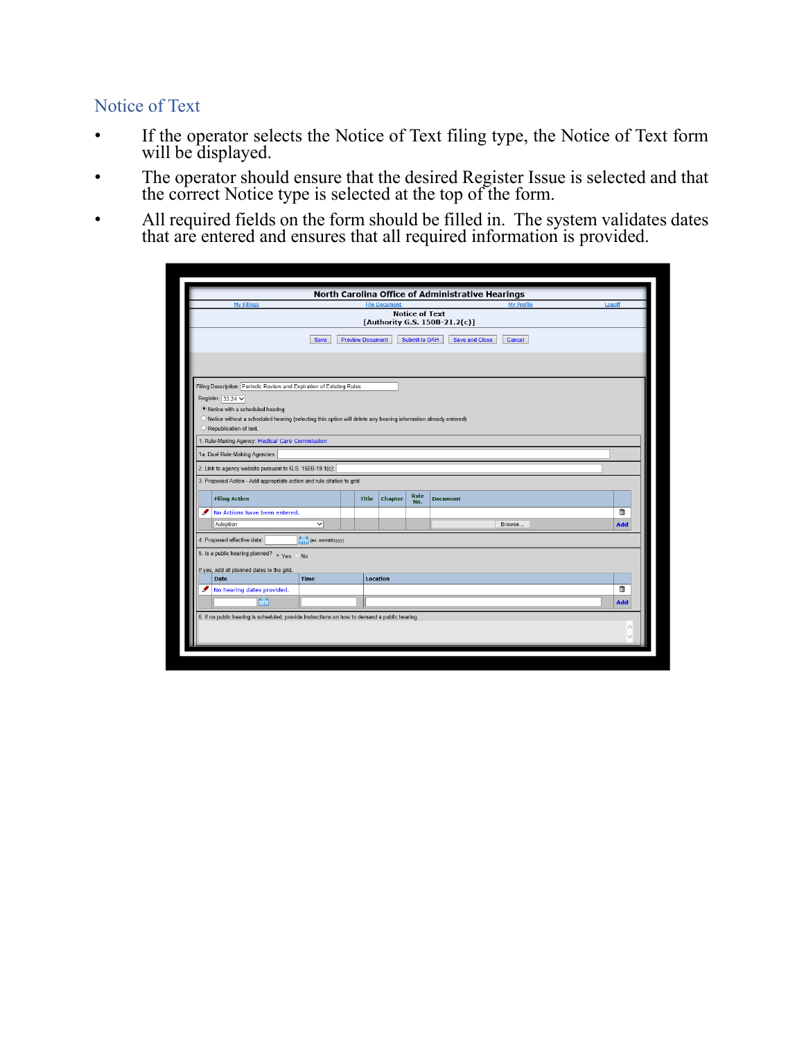## Notice of Text

- If the operator selects the Notice of Text filing type, the Notice of Text form will be displayed.
- The operator should ensure that the desired Register Issue is selected and that the correct Notice type is selected at the top of the form.
- All required fields on the form should be filled in. The system validates dates that are entered and ensures that all required information is provided.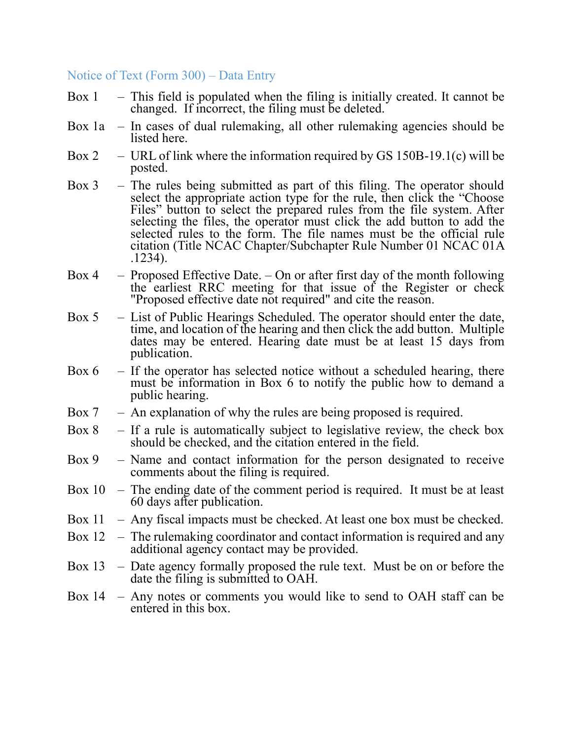## Notice of Text (Form 300) – Data Entry

Box 1 – This field is populated when the filing is initially created. It cannot be changed. If incorrect, the filing must be deleted.

Box 1a – In cases of dual rulemaking, all other rulemaking agencies should be listed here.

Box 2 – URL of link where the information required by GS 150B-19.1(c) will be posted.

Box 3 – The rules being submitted as part of this filing. The operator should select the appropriate action type for the rule, then click the "Choose Files" button to select the prepared rules from the file system. After selecting the files, the operator must click the add button to add the selected rules to the form. The file names must be the official rule citation (Title NCAC Chapter/Subchapter Rule Number 01 NCAC 01A .1234).

Box 4 – Proposed Effective Date. – On or after first day of the month following the earliest RRC meeting for that issue of the Register or check "Proposed effective date not required" and cite the reason.

Box 5 – List of Public Hearings Scheduled. The operator should enter the date, time, and location of the hearing and then click the add button. Multiple dates may be entered. Hearing date must be at least 15 days from publication.

Box 6 – If the operator has selected notice without a scheduled hearing, there must be information in Box 6 to notify the public how to demand a public hearing.

Box 7 – An explanation of why the rules are being proposed is required.

Box 8 – If a rule is automatically subject to legislative review, the check box should be checked, and the citation entered in the field.

Box 9 – Name and contact information for the person designated to receive comments about the filing is required.

Box 10 – The ending date of the comment period is required. It must be at least 60 days after publication.

Box 11 – Any fiscal impacts must be checked. At least one box must be checked.

Box 12 – The rulemaking coordinator and contact information is required and any additional agency contact may be provided.

Box 13 – Date agency formally proposed the rule text. Must be on or before the date the filing is submitted to OAH.

Box 14 – Any notes or comments you would like to send to OAH staff can be entered in this box.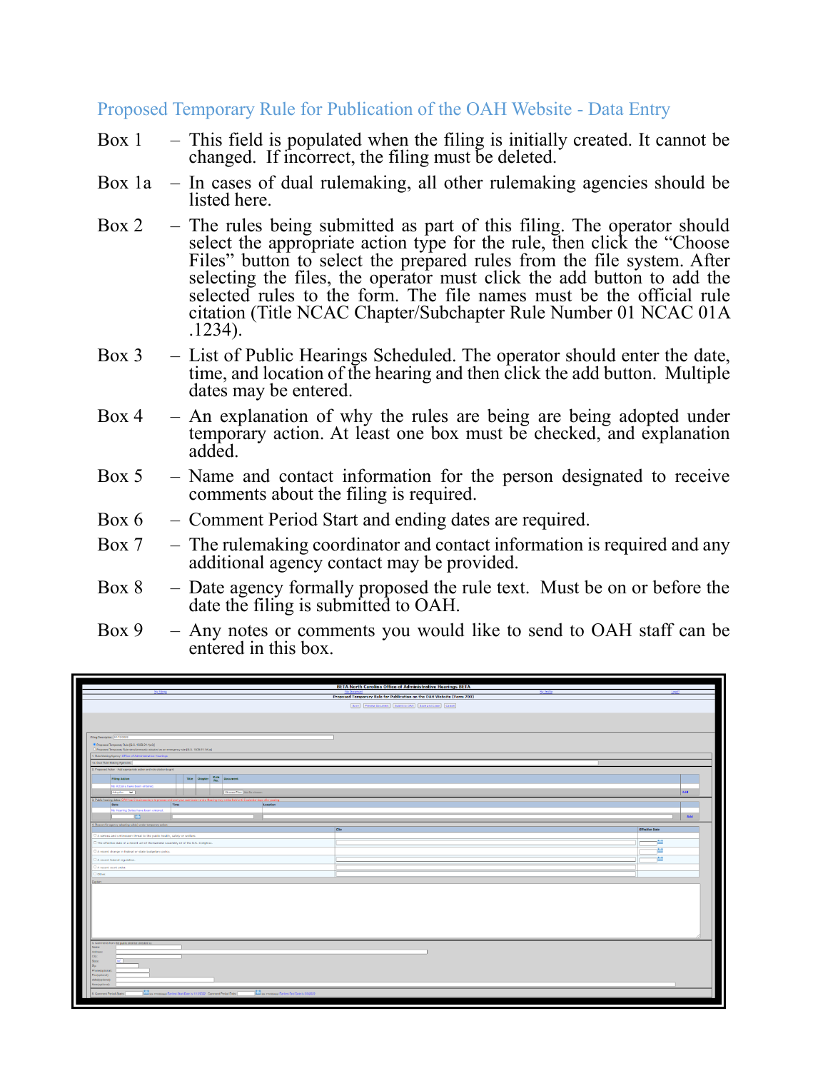## Proposed Temporary Rule for Publication of the OAH Website - Data Entry

Box 1 – This field is populated when the filing is initially created. It cannot be changed. If incorrect, the filing must be deleted.

Box 1a – In cases of dual rulemaking, all other rulemaking agencies should be listed here.

Box 2 – The rules being submitted as part of this filing. The operator should select the appropriate action type for the rule, then click the "Choose Files" button to select the prepared rules from the file system. After selecting the files, the operator must click the add button to add the selected rules to the form. The file names must be the official rule citation (Title NCAC Chapter/Subchapter Rule Number 01 NCAC 01A .1234).

Box 3 – List of Public Hearings Scheduled. The operator should enter the date, time, and location of the hearing and then click the add button. Multiple dates may be entered.

Box 4 – An explanation of why the rules are being are being adopted under temporary action. At least one box must be checked, and explanation added.

Box 5 – Name and contact information for the person designated to receive comments about the filing is required.

Box 6 – Comment Period Start and ending dates are required.

Box 7 – The rulemaking coordinator and contact information is required and any additional agency contact may be provided.

Box 8 – Date agency formally proposed the rule text. Must be on or before the date the filing is submitted to OAH.

Box 9 – Any notes or comments you would like to send to OAH staff can be entered in this box.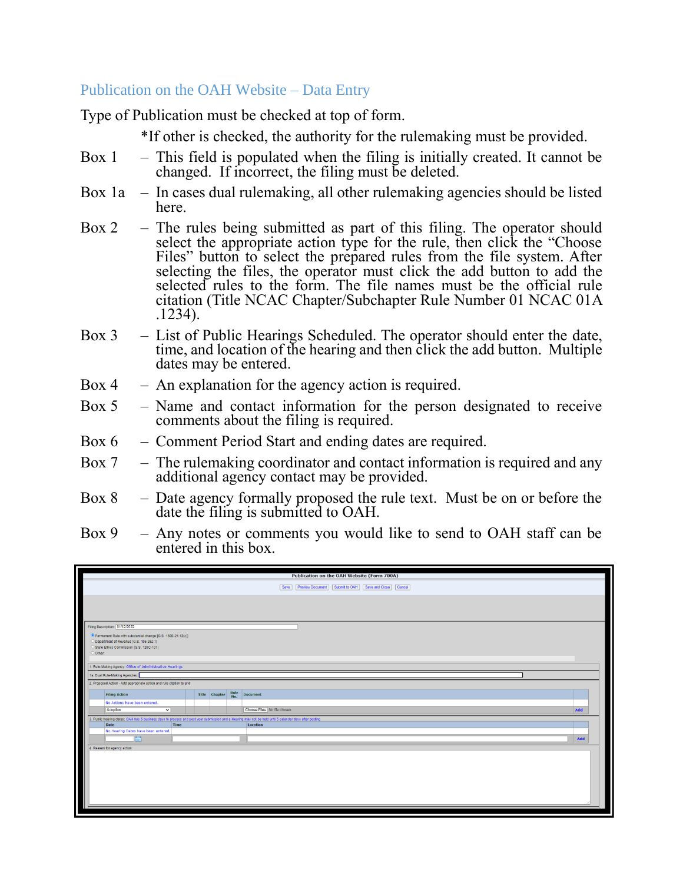## Publication on the OAH Website – Data Entry

Type of Publication must be checked at top of form.

*If other is checked, the authority for the rulemaking must be provided.

- Box 1 – This field is populated when the filing is initially created. It cannot be changed. If incorrect, the filing must be deleted.
- Box 1a – In cases dual rulemaking, all other rulemaking agencies should be listed here.
- Box 2 – The rules being submitted as part of this filing. The operator should select the appropriate action type for the rule, then click the "Choose Files" button to select the prepared rules from the file system. After selecting the files, the operator must click the add button to add the selected rules to the form. The file names must be the official rule citation (Title NCAC Chapter/Subchapter Rule Number 01 NCAC 01A .1234).
- Box 3 – List of Public Hearings Scheduled. The operator should enter the date, time, and location of the hearing and then click the add button. Multiple dates may be entered.
- Box 4 – An explanation for the agency action is required.
- Box 5 – Name and contact information for the person designated to receive comments about the filing is required.
- Box 6 – Comment Period Start and ending dates are required.
- Box 7 – The rulemaking coordinator and contact information is required and any additional agency contact may be provided.
- Box 8 – Date agency formally proposed the rule text. Must be on or before the date the filing is submitted to OAH.
- Box 9 – Any notes or comments you would like to send to OAH staff can be entered in this box.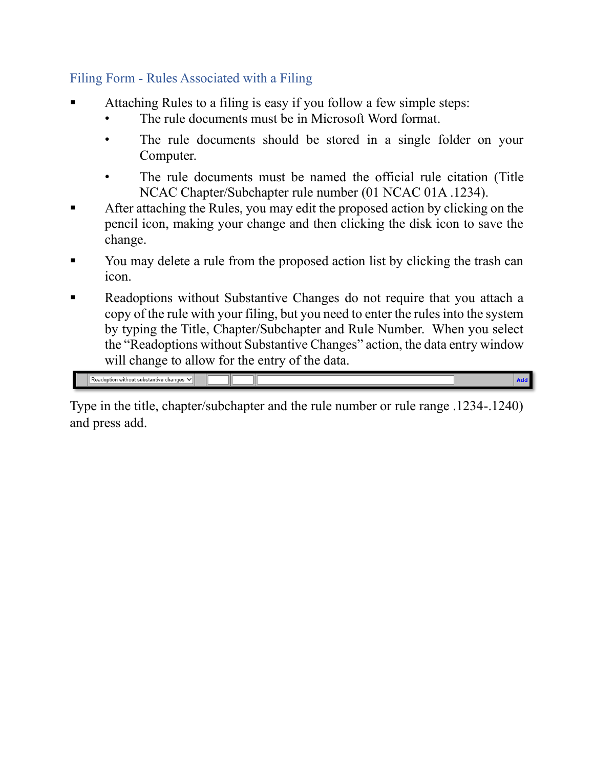## Filing Form - Rules Associated with a Filing

- Attaching Rules to a filing is easy if you follow a few simple steps:
  - The rule documents must be in Microsoft Word format.
  - The rule documents should be stored in a single folder on your Computer.
  - The rule documents must be named the official rule citation (Title NCAC Chapter/Subchapter rule number (01 NCAC 01A .1234).
- After attaching the Rules, you may edit the proposed action by clicking on the pencil icon, making your change and then clicking the disk icon to save the change.
- You may delete a rule from the proposed action list by clicking the trash can icon.
- Readoptions without Substantive Changes do not require that you attach a copy of the rule with your filing, but you need to enter the rules into the system by typing the Title, Chapter/Subchapter and Rule Number. When you select the "Readoptions without Substantive Changes" action, the data entry window will change to allow for the entry of the data.

Type in the title, chapter/subchapter and the rule number or rule range .1234-.1240) and press add.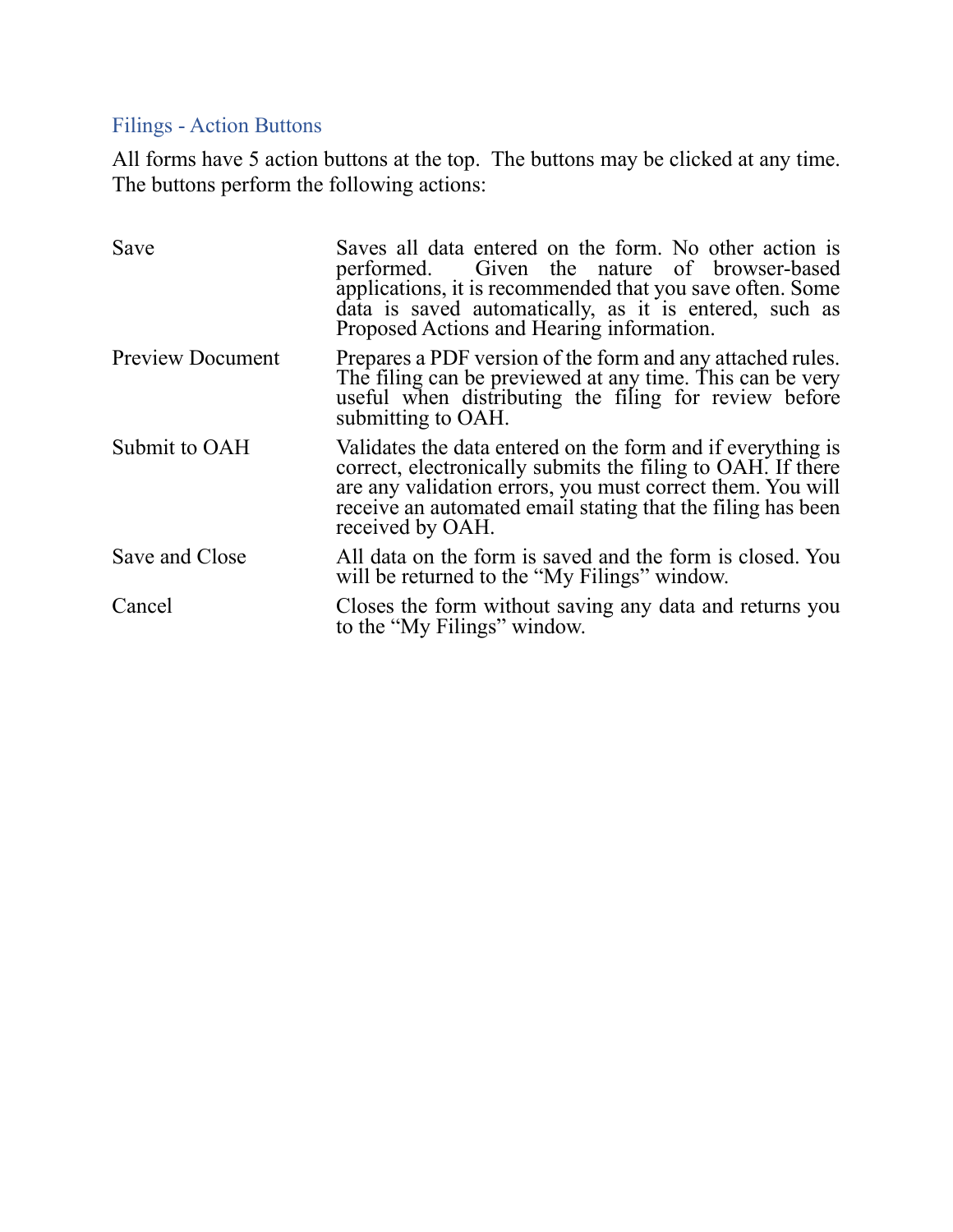## Filings - Action Buttons

All forms have 5 action buttons at the top. The buttons may be clicked at any time. The buttons perform the following actions:

| | |
|---|---|
| Save | Saves all data entered on the form. No other action is performed. Given the nature of browser-based applications, it is recommended that you save often. Some data is saved automatically, as it is entered, such as Proposed Actions and Hearing information. |
| Preview Document | Prepares a PDF version of the form and any attached rules. The filing can be previewed at any time. This can be very useful when distributing the filing for review before submitting to OAH. |
| Submit to OAH | Validates the data entered on the form and if everything is correct, electronically submits the filing to OAH. If there are any validation errors, you must correct them. You will receive an automated email stating that the filing has been received by OAH. |
| Save and Close | All data on the form is saved and the form is closed. You will be returned to the "My Filings" window. |
| Cancel | Closes the form without saving any data and returns you to the "My Filings" window. |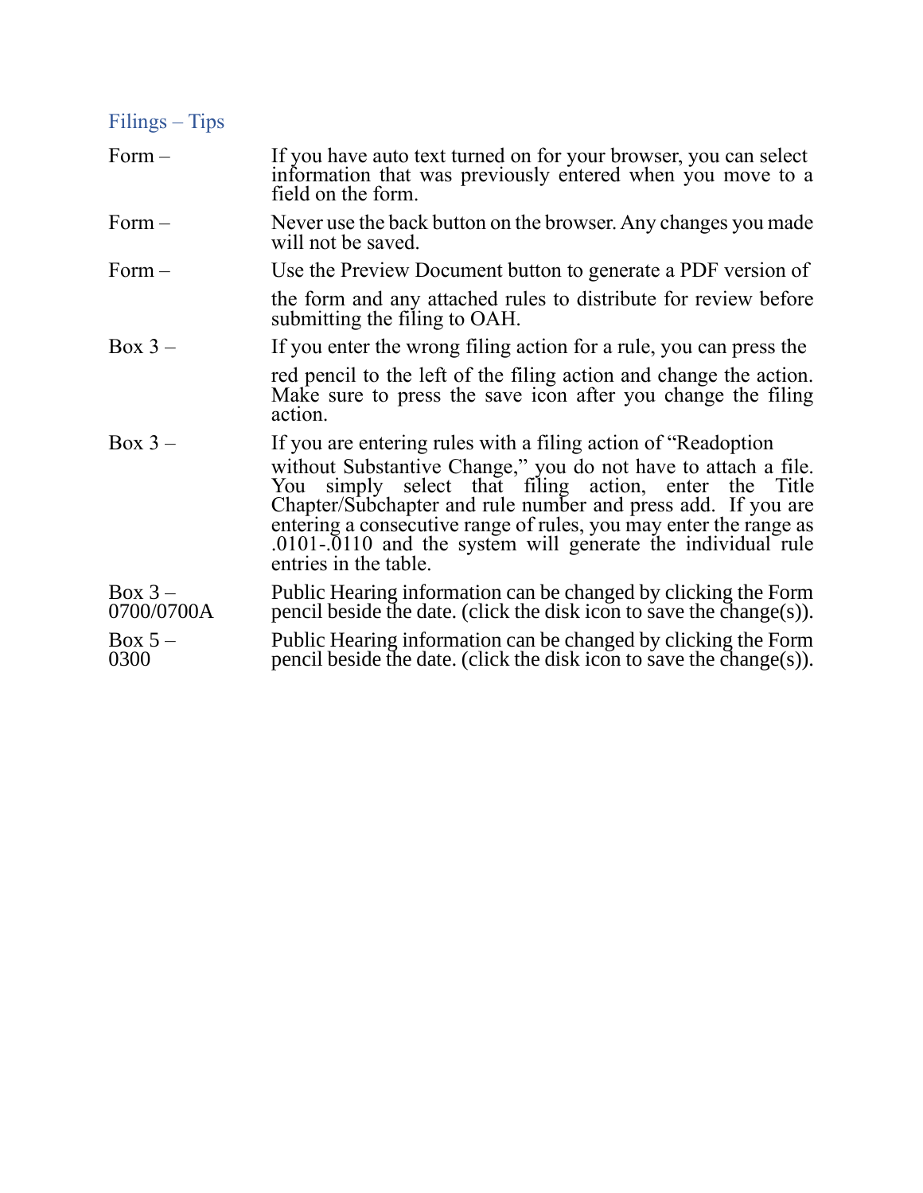## Filings – Tips

| | |
|---|---|
| Form – | If you have auto text turned on for your browser, you can select information that was previously entered when you move to a field on the form. |
| Form – | Never use the back button on the browser. Any changes you made will not be saved. |
| Form – | Use the Preview Document button to generate a PDF version of the form and any attached rules to distribute for review before submitting the filing to OAH. |
| Box 3 – | If you enter the wrong filing action for a rule, you can press the red pencil to the left of the filing action and change the action. Make sure to press the save icon after you change the filing action. |
| Box 3 – | If you are entering rules with a filing action of "Readoption without Substantive Change," you do not have to attach a file. You simply select that filing action, enter the Title Chapter/Subchapter and rule number and press add. If you are entering a consecutive range of rules, you may enter the range as .0101-.0110 and the system will generate the individual rule entries in the table. |
| Box 3 – 0700/0700A | Public Hearing information can be changed by clicking the Form pencil beside the date. (click the disk icon to save the change(s)). |
| Box 5 – 0300 | Public Hearing information can be changed by clicking the Form pencil beside the date. (click the disk icon to save the change(s)). |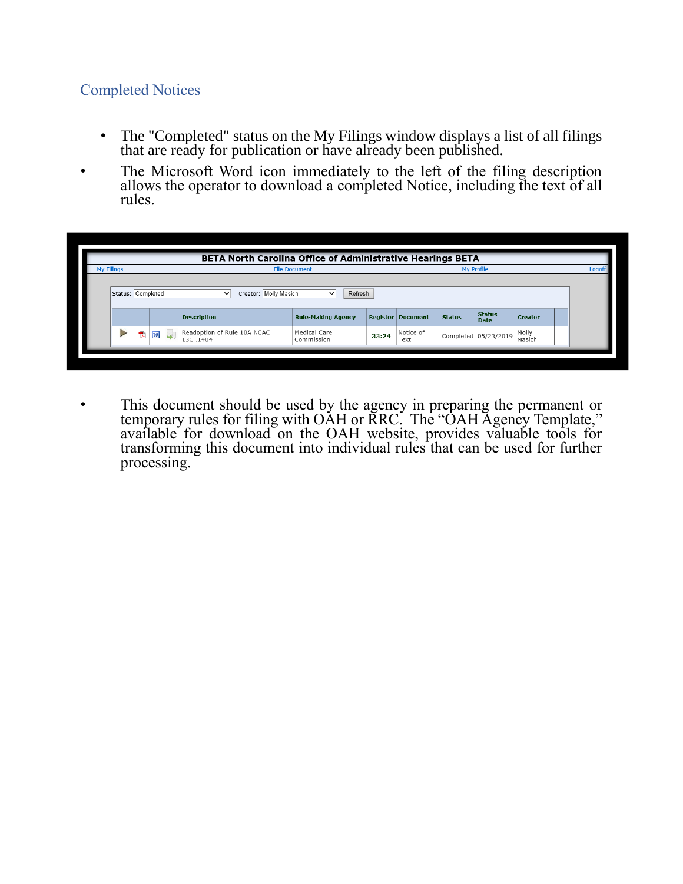## Completed Notices

- The "Completed" status on the My Filings window displays a list of all filings that are ready for publication or have already been published.
- The Microsoft Word icon immediately to the left of the filing description allows the operator to download a completed Notice, including the text of all rules.

**BETA North Carolina Office of Administrative Hearings BETA**

My Filings | File Document | My Profile | Logoff

Status: Completed Creator: Molly Masich Refresh

| | | | | Description | Rule-Making Agency | Register | Document | Status | Status Date | Creator |
|---|---|---|---|---|---|---|---|---|---|---|
| | | | | Readoption of Rule 10A NCAC 13C .1404 | Medical Care Commission | 33:24 | Notice of Text | Completed | 05/23/2019 | Molly Masich |

- This document should be used by the agency in preparing the permanent or temporary rules for filing with OAH or RRC. The "OAH Agency Template," available for download on the OAH website, provides valuable tools for transforming this document into individual rules that can be used for further processing.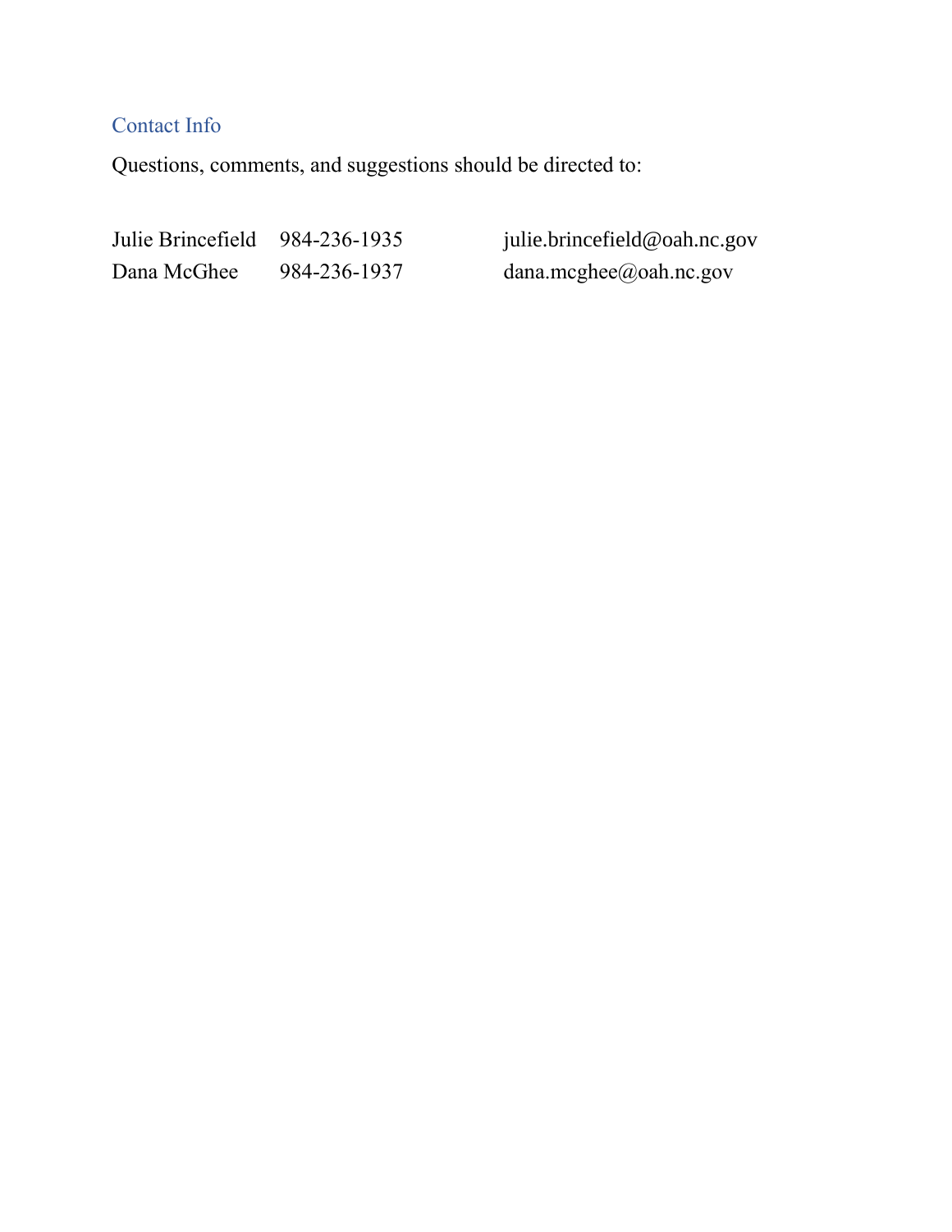## Contact Info

Questions, comments, and suggestions should be directed to:

| | | |
|---|---|---|
| Julie Brincefield | 984-236-1935 | julie.brincefield@oah.nc.gov |
| Dana McGhee | 984-236-1937 | dana.mcghee@oah.nc.gov |